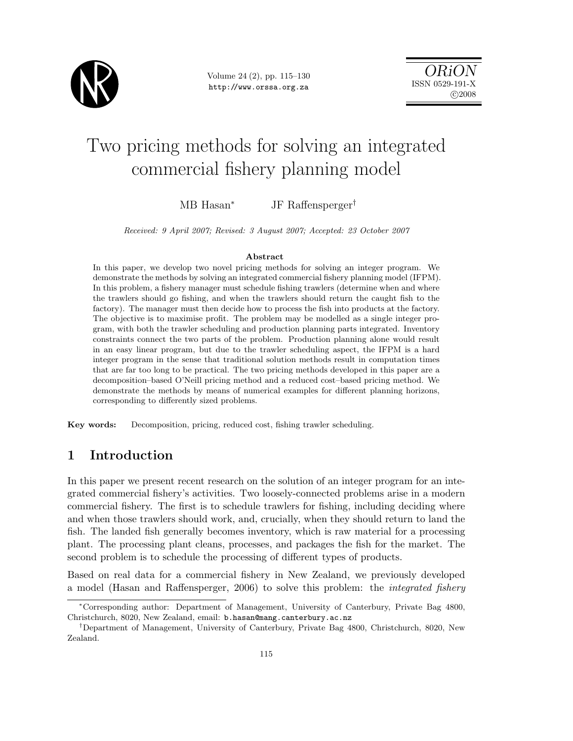# Two pricing methods for solving an integrated commercial fishery planning model

MB Hasan[*] JF Raffensperger[†]

*Received: 9 April 2007; Revised: 3 August 2007; Accepted: 23 October 2007*

**Abstract**

In this paper, we develop two novel pricing methods for solving an integer program. We demonstrate the methods by solving an integrated commercial fishery planning model (IFPM). In this problem, a fishery manager must schedule fishing trawlers (determine when and where the trawlers should go fishing, and when the trawlers should return the caught fish to the factory). The manager must then decide how to process the fish into products at the factory. The objective is to maximise profit. The problem may be modelled as a single integer program, with both the trawler scheduling and production planning parts integrated. Inventory constraints connect the two parts of the problem. Production planning alone would result in an easy linear program, but due to the trawler scheduling aspect, the IFPM is a hard integer program in the sense that traditional solution methods result in computation times that are far too long to be practical. The two pricing methods developed in this paper are a decomposition–based O'Neill pricing method and a reduced cost–based pricing method. We demonstrate the methods by means of numerical examples for different planning horizons, corresponding to differently sized problems.

**Key words:** Decomposition, pricing, reduced cost, fishing trawler scheduling.

## 1 Introduction

In this paper we present recent research on the solution of an integer program for an integrated commercial fishery's activities. Two loosely-connected problems arise in a modern commercial fishery. The first is to schedule trawlers for fishing, including deciding where and when those trawlers should work, and, crucially, when they should return to land the fish. The landed fish generally becomes inventory, which is raw material for a processing plant. The processing plant cleans, processes, and packages the fish for the market. The second problem is to schedule the processing of different types of products.

Based on real data for a commercial fishery in New Zealand, we previously developed a model (Hasan and Raffensperger, 2006) to solve this problem: the *integrated fishery*

---

[*] Corresponding author: Department of Management, University of Canterbury, Private Bag 4800, Christchurch, 8020, New Zealand, email: b.hasan@mang.canterbury.ac.nz

[†] Department of Management, University of Canterbury, Private Bag 4800, Christchurch, 8020, New Zealand.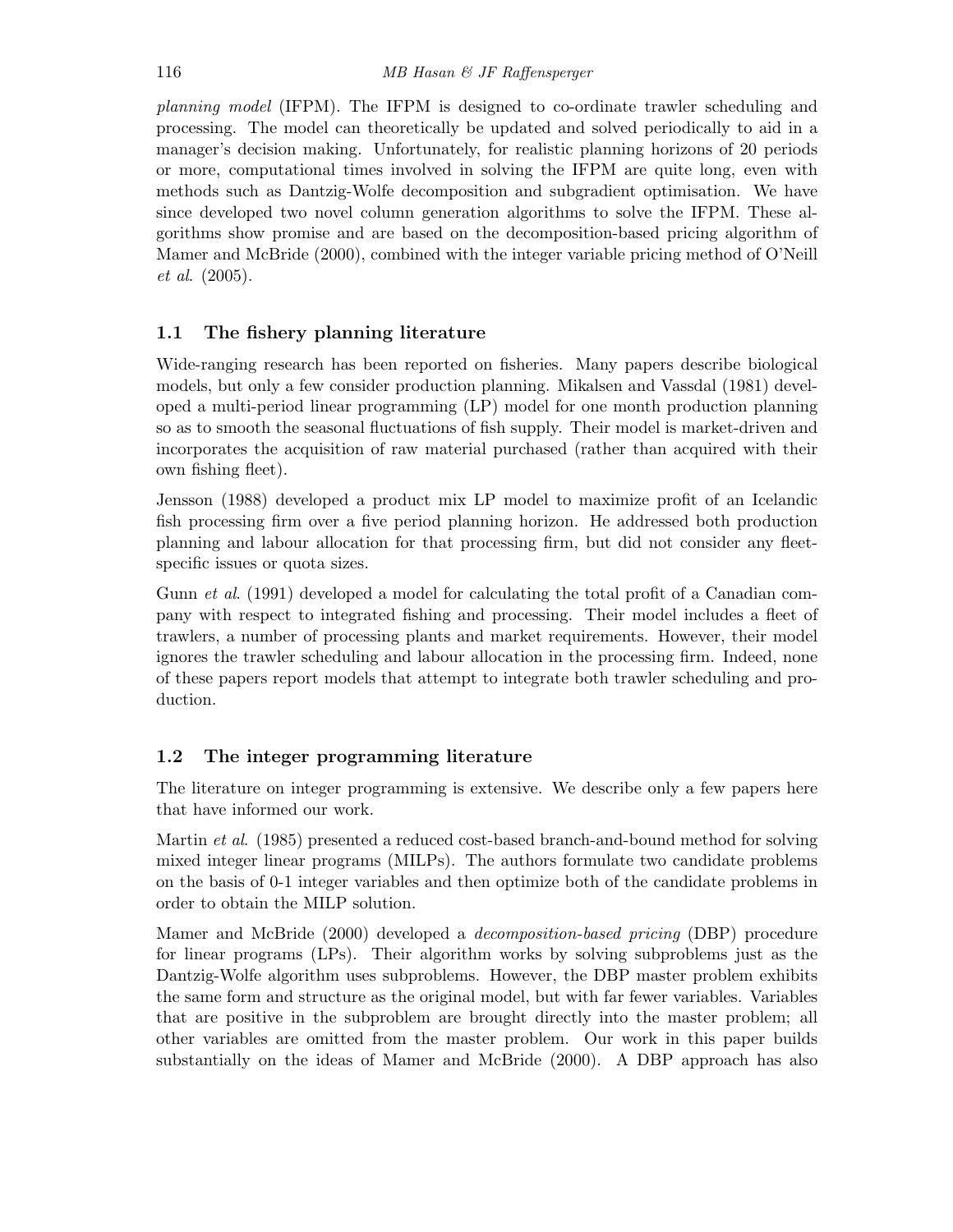*planning model* (IFPM). The IFPM is designed to co-ordinate trawler scheduling and processing. The model can theoretically be updated and solved periodically to aid in a manager's decision making. Unfortunately, for realistic planning horizons of 20 periods or more, computational times involved in solving the IFPM are quite long, even with methods such as Dantzig-Wolfe decomposition and subgradient optimisation. We have since developed two novel column generation algorithms to solve the IFPM. These algorithms show promise and are based on the decomposition-based pricing algorithm of Mamer and McBride (2000), combined with the integer variable pricing method of O'Neill *et al*. (2005).

### 1.1 The fishery planning literature

Wide-ranging research has been reported on fisheries. Many papers describe biological models, but only a few consider production planning. Mikalsen and Vassdal (1981) developed a multi-period linear programming (LP) model for one month production planning so as to smooth the seasonal fluctuations of fish supply. Their model is market-driven and incorporates the acquisition of raw material purchased (rather than acquired with their own fishing fleet).

Jensson (1988) developed a product mix LP model to maximize profit of an Icelandic fish processing firm over a five period planning horizon. He addressed both production planning and labour allocation for that processing firm, but did not consider any fleet-specific issues or quota sizes.

Gunn *et al*. (1991) developed a model for calculating the total profit of a Canadian company with respect to integrated fishing and processing. Their model includes a fleet of trawlers, a number of processing plants and market requirements. However, their model ignores the trawler scheduling and labour allocation in the processing firm. Indeed, none of these papers report models that attempt to integrate both trawler scheduling and production.

### 1.2 The integer programming literature

The literature on integer programming is extensive. We describe only a few papers here that have informed our work.

Martin *et al*. (1985) presented a reduced cost-based branch-and-bound method for solving mixed integer linear programs (MILPs). The authors formulate two candidate problems on the basis of 0-1 integer variables and then optimize both of the candidate problems in order to obtain the MILP solution.

Mamer and McBride (2000) developed a *decomposition-based pricing* (DBP) procedure for linear programs (LPs). Their algorithm works by solving subproblems just as the Dantzig-Wolfe algorithm uses subproblems. However, the DBP master problem exhibits the same form and structure as the original model, but with far fewer variables. Variables that are positive in the subproblem are brought directly into the master problem; all other variables are omitted from the master problem. Our work in this paper builds substantially on the ideas of Mamer and McBride (2000). A DBP approach has also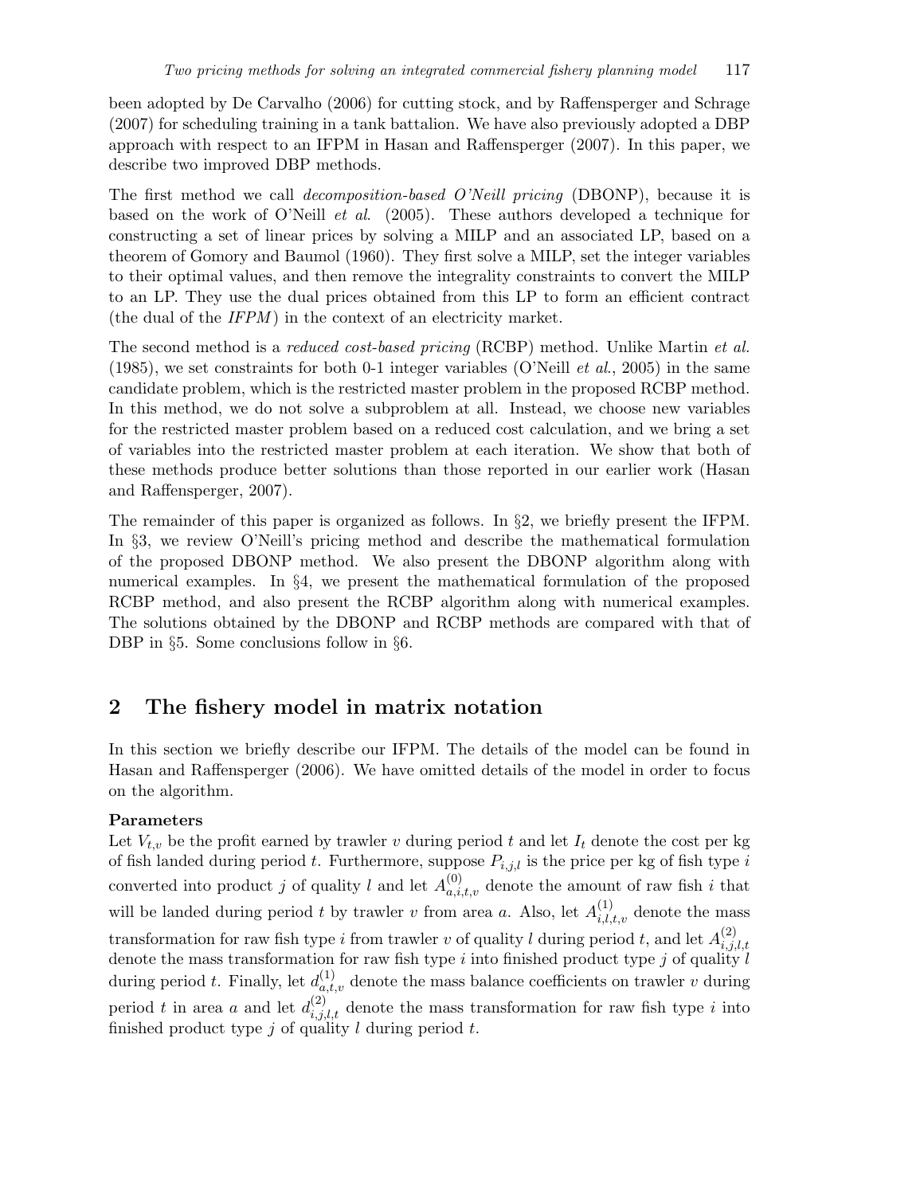been adopted by De Carvalho (2006) for cutting stock, and by Raffensperger and Schrage (2007) for scheduling training in a tank battalion. We have also previously adopted a DBP approach with respect to an IFPM in Hasan and Raffensperger (2007). In this paper, we describe two improved DBP methods.

The first method we call *decomposition-based O'Neill pricing* (DBONP), because it is based on the work of O'Neill *et al.* (2005). These authors developed a technique for constructing a set of linear prices by solving a MILP and an associated LP, based on a theorem of Gomory and Baumol (1960). They first solve a MILP, set the integer variables to their optimal values, and then remove the integrality constraints to convert the MILP to an LP. They use the dual prices obtained from this LP to form an efficient contract (the dual of the *IFPM*) in the context of an electricity market.

The second method is a *reduced cost-based pricing* (RCBP) method. Unlike Martin *et al.* (1985), we set constraints for both 0-1 integer variables (O'Neill *et al.*, 2005) in the same candidate problem, which is the restricted master problem in the proposed RCBP method. In this method, we do not solve a subproblem at all. Instead, we choose new variables for the restricted master problem based on a reduced cost calculation, and we bring a set of variables into the restricted master problem at each iteration. We show that both of these methods produce better solutions than those reported in our earlier work (Hasan and Raffensperger, 2007).

The remainder of this paper is organized as follows. In §2, we briefly present the IFPM. In §3, we review O'Neill's pricing method and describe the mathematical formulation of the proposed DBONP method. We also present the DBONP algorithm along with numerical examples. In §4, we present the mathematical formulation of the proposed RCBP method, and also present the RCBP algorithm along with numerical examples. The solutions obtained by the DBONP and RCBP methods are compared with that of DBP in §5. Some conclusions follow in §6.

## 2 The fishery model in matrix notation

In this section we briefly describe our IFPM. The details of the model can be found in Hasan and Raffensperger (2006). We have omitted details of the model in order to focus on the algorithm.

**Parameters**

Let $V_{t,v}$ be the profit earned by trawler $v$ during period $t$ and let $I_t$ denote the cost per kg of fish landed during period $t$. Furthermore, suppose $P_{i,j,l}$ is the price per kg of fish type $i$ converted into product $j$ of quality $l$ and let $A^{(0)}_{a,i,t,v}$ denote the amount of raw fish $i$ that will be landed during period $t$ by trawler $v$ from area $a$. Also, let $A^{(1)}_{i,l,t,v}$ denote the mass transformation for raw fish type $i$ from trawler $v$ of quality $l$ during period $t$, and let $A^{(2)}_{i,j,l,t}$ denote the mass transformation for raw fish type $i$ into finished product type $j$ of quality $l$ during period $t$. Finally, let $d^{(1)}_{a,t,v}$ denote the mass balance coefficients on trawler $v$ during period $t$ in area $a$ and let $d^{(2)}_{i,j,l,t}$ denote the mass transformation for raw fish type $i$ into finished product type $j$ of quality $l$ during period $t$.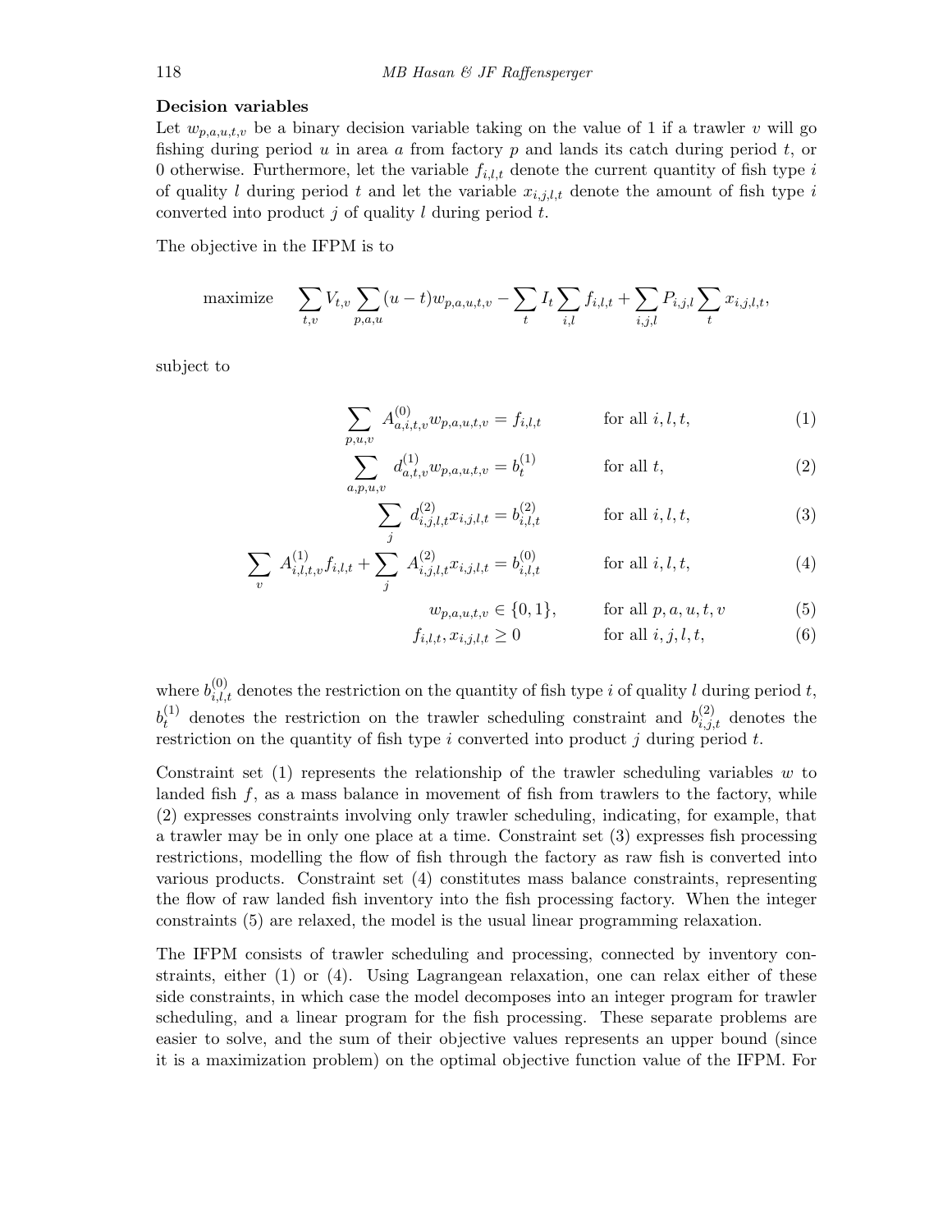**Decision variables**

Let $w_{p,a,u,t,v}$ be a binary decision variable taking on the value of 1 if a trawler $v$ will go fishing during period $u$ in area $a$ from factory $p$ and lands its catch during period $t$, or 0 otherwise. Furthermore, let the variable $f_{i,l,t}$ denote the current quantity of fish type $i$ of quality $l$ during period $t$ and let the variable $x_{i,j,l,t}$ denote the amount of fish type $i$ converted into product $j$ of quality $l$ during period $t$.

The objective in the IFPM is to

$$\text{maximize} \quad \sum_{t,v} V_{t,v} \sum_{p,a,u} (u-t) w_{p,a,u,t,v} - \sum_{t} I_t \sum_{i,l} f_{i,l,t} + \sum_{i,j,l} P_{i,j,l} \sum_{t} x_{i,j,l,t},$$

subject to

$$\sum_{p,u,v} A^{(0)}_{a,i,t,v} w_{p,a,u,t,v} = f_{i,l,t} \qquad \text{for all } i,l,t, \tag{1}$$

$$\sum_{a,p,u,v} d^{(1)}_{a,t,v} w_{p,a,u,t,v} = b^{(1)}_{t} \qquad \text{for all } t, \tag{2}$$

$$\sum_{j} d^{(2)}_{i,j,l,t} x_{i,j,l,t} = b^{(2)}_{i,l,t} \qquad \text{for all } i,l,t, \tag{3}$$

$$\sum_{v} A^{(1)}_{i,l,t,v} f_{i,l,t} + \sum_{j} A^{(2)}_{i,j,l,t} x_{i,j,l,t} = b^{(0)}_{i,l,t} \qquad \text{for all } i,l,t, \tag{4}$$

$$w_{p,a,u,t,v} \in \{0,1\}, \qquad \text{for all } p,a,u,t,v \tag{5}$$

$$f_{i,l,t}, x_{i,j,l,t} \geq 0 \qquad \text{for all } i,j,l,t, \tag{6}$$

where $b^{(0)}_{i,l,t}$ denotes the restriction on the quantity of fish type $i$ of quality $l$ during period $t$, $b^{(1)}_{t}$ denotes the restriction on the trawler scheduling constraint and $b^{(2)}_{i,j,t}$ denotes the restriction on the quantity of fish type $i$ converted into product $j$ during period $t$.

Constraint set (1) represents the relationship of the trawler scheduling variables $w$ to landed fish $f$, as a mass balance in movement of fish from trawlers to the factory, while (2) expresses constraints involving only trawler scheduling, indicating, for example, that a trawler may be in only one place at a time. Constraint set (3) expresses fish processing restrictions, modelling the flow of fish through the factory as raw fish is converted into various products. Constraint set (4) constitutes mass balance constraints, representing the flow of raw landed fish inventory into the fish processing factory. When the integer constraints (5) are relaxed, the model is the usual linear programming relaxation.

The IFPM consists of trawler scheduling and processing, connected by inventory constraints, either (1) or (4). Using Lagrangean relaxation, one can relax either of these side constraints, in which case the model decomposes into an integer program for trawler scheduling, and a linear program for the fish processing. These separate problems are easier to solve, and the sum of their objective values represents an upper bound (since it is a maximization problem) on the optimal objective function value of the IFPM. For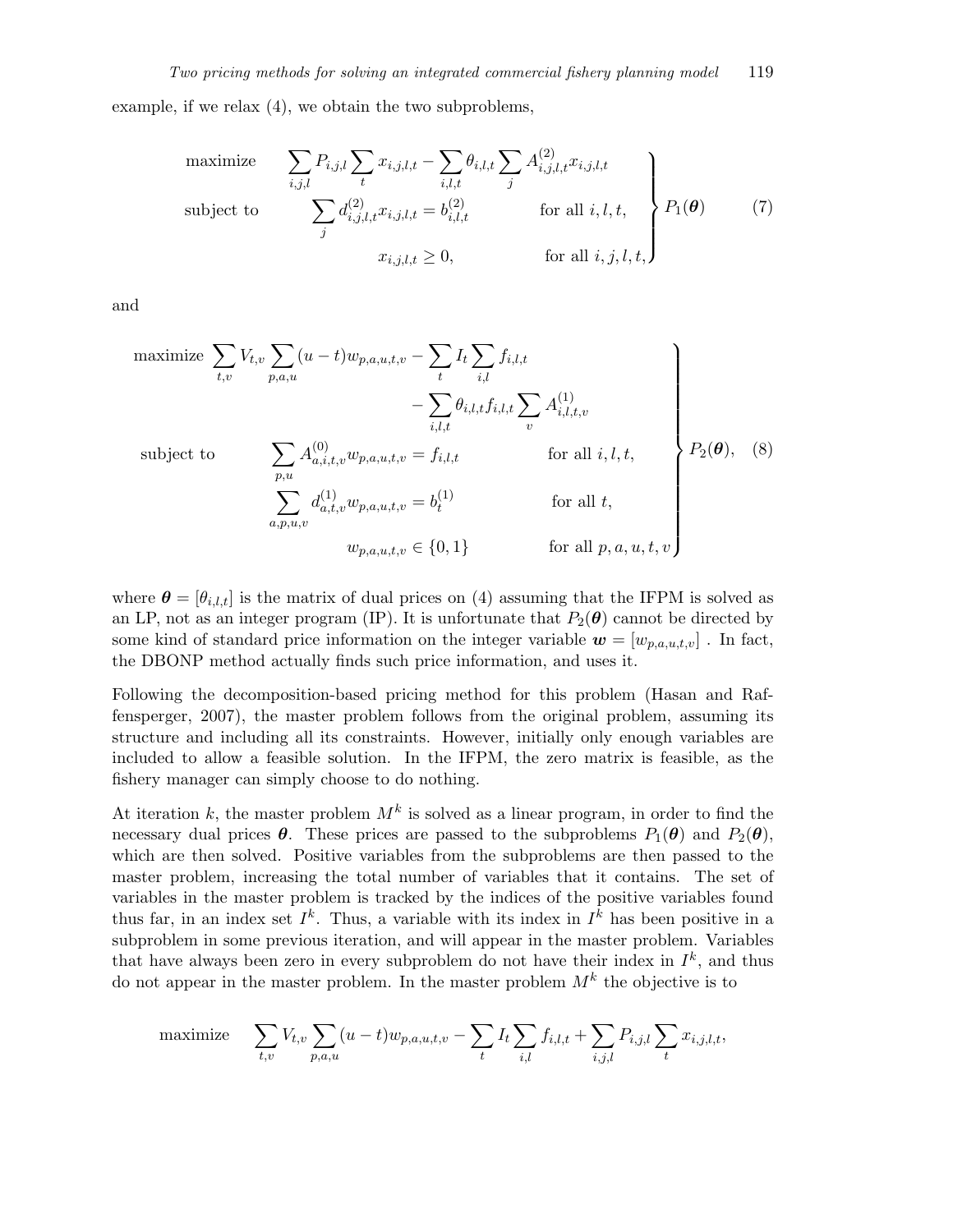example, if we relax (4), we obtain the two subproblems,

$$
\left.
\begin{array}{lll}
\text{maximize} & \displaystyle\sum_{i,j,l} P_{i,j,l} \sum_{t} x_{i,j,l,t} - \sum_{i,l,t} \theta_{i,l,t} \sum_{j} A^{(2)}_{i,j,l,t} x_{i,j,l,t} & \\
\text{subject to} & \displaystyle\sum_{j} d^{(2)}_{i,j,l,t} x_{i,j,l,t} = b^{(2)}_{i,l,t} & \text{for all } i,l,t, \\
& x_{i,j,l,t} \geq 0, & \text{for all } i,j,l,t,
\end{array}
\right\} P_1(\boldsymbol{\theta}) \qquad (7)
$$

and

$$
\left.
\begin{array}{lll}
\text{maximize} & \displaystyle\sum_{t,v} V_{t,v} \sum_{p,a,u} (u-t) w_{p,a,u,t,v} - \sum_{t} I_t \sum_{i,l} f_{i,l,t} & \\
& \displaystyle\qquad - \sum_{i,l,t} \theta_{i,l,t} f_{i,l,t} \sum_{v} A^{(1)}_{i,l,t,v} & \\
\text{subject to} & \displaystyle\sum_{p,u} A^{(0)}_{a,i,t,v} w_{p,a,u,t,v} = f_{i,l,t} & \text{for all } i,l,t, \\
& \displaystyle\sum_{a,p,u,v} d^{(1)}_{a,t,v} w_{p,a,u,t,v} = b^{(1)}_{t} & \text{for all } t, \\
& w_{p,a,u,t,v} \in \{0,1\} & \text{for all } p,a,u,t,v
\end{array}
\right\} P_2(\boldsymbol{\theta}), \quad (8)
$$

where $\boldsymbol{\theta} = [\theta_{i,l,t}]$ is the matrix of dual prices on (4) assuming that the IFPM is solved as an LP, not as an integer program (IP). It is unfortunate that $P_2(\boldsymbol{\theta})$ cannot be directed by some kind of standard price information on the integer variable $\boldsymbol{w} = [w_{p,a,u,t,v}]$ . In fact, the DBONP method actually finds such price information, and uses it.

Following the decomposition-based pricing method for this problem (Hasan and Raffensperger, 2007), the master problem follows from the original problem, assuming its structure and including all its constraints. However, initially only enough variables are included to allow a feasible solution. In the IFPM, the zero matrix is feasible, as the fishery manager can simply choose to do nothing.

At iteration $k$, the master problem $M^k$ is solved as a linear program, in order to find the necessary dual prices $\boldsymbol{\theta}$. These prices are passed to the subproblems $P_1(\boldsymbol{\theta})$ and $P_2(\boldsymbol{\theta})$, which are then solved. Positive variables from the subproblems are then passed to the master problem, increasing the total number of variables that it contains. The set of variables in the master problem is tracked by the indices of the positive variables found thus far, in an index set $I^k$. Thus, a variable with its index in $I^k$ has been positive in a subproblem in some previous iteration, and will appear in the master problem. Variables that have always been zero in every subproblem do not have their index in $I^k$, and thus do not appear in the master problem. In the master problem $M^k$ the objective is to

$$
\text{maximize} \quad \sum_{t,v} V_{t,v} \sum_{p,a,u} (u-t) w_{p,a,u,t,v} - \sum_{t} I_t \sum_{i,l} f_{i,l,t} + \sum_{i,j,l} P_{i,j,l} \sum_{t} x_{i,j,l,t},
$$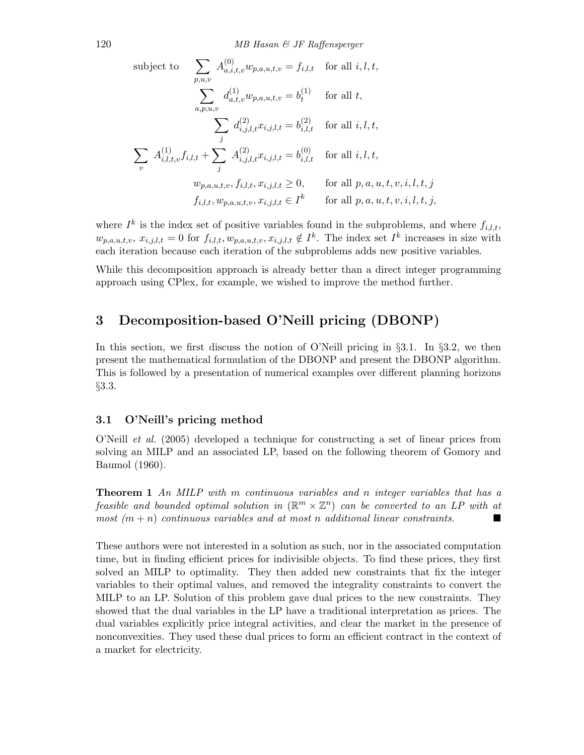$$
\begin{aligned}
\text{subject to} \quad & \sum_{p,u,v} A^{(0)}_{a,i,t,v} w_{p,a,u,t,v} = f_{i,l,t} \quad \text{for all } i,l,t, \\
& \sum_{a,p,u,v} d^{(1)}_{a,t,v} w_{p,a,u,t,v} = b^{(1)}_{t} \quad \text{for all } t, \\
& \sum_{j} d^{(2)}_{i,j,l,t} x_{i,j,l,t} = b^{(2)}_{i,l,t} \quad \text{for all } i,l,t, \\
\sum_{v} A^{(1)}_{i,l,t,v} f_{i,l,t} + & \sum_{j} A^{(2)}_{i,j,l,t} x_{i,j,l,t} = b^{(0)}_{i,l,t} \quad \text{for all } i,l,t, \\
& w_{p,a,u,t,v}, f_{i,l,t}, x_{i,j,l,t} \geq 0, \quad \text{for all } p,a,u,t,v,i,l,t,j \\
& f_{i,l,t}, w_{p,a,u,t,v}, x_{i,j,l,t} \in I^{k} \quad \text{for all } p,a,u,t,v,i,l,t,j,
\end{aligned}
$$

where $I^k$ is the index set of positive variables found in the subproblems, and where $f_{i,l,t}$, $w_{p,a,u,t,v}$, $x_{i,j,l,t} = 0$ for $f_{i,l,t}, w_{p,a,u,t,v}, x_{i,j,l,t} \notin I^k$. The index set $I^k$ increases in size with each iteration because each iteration of the subproblems adds new positive variables.

While this decomposition approach is already better than a direct integer programming approach using CPlex, for example, we wished to improve the method further.

## 3 Decomposition-based O'Neill pricing (DBONP)

In this section, we first discuss the notion of O'Neill pricing in §3.1. In §3.2, we then present the mathematical formulation of the DBONP and present the DBONP algorithm. This is followed by a presentation of numerical examples over different planning horizons §3.3.

### 3.1 O'Neill's pricing method

O'Neill *et al.* (2005) developed a technique for constructing a set of linear prices from solving an MILP and an associated LP, based on the following theorem of Gomory and Baumol (1960).

**Theorem 1** *An MILP with m continuous variables and n integer variables that has a feasible and bounded optimal solution in* $(\mathbb{R}^m \times \mathbb{Z}^n)$ *can be converted to an LP with at most* $(m + n)$ *continuous variables and at most n additional linear constraints.* ■

These authors were not interested in a solution as such, nor in the associated computation time, but in finding efficient prices for indivisible objects. To find these prices, they first solved an MILP to optimality. They then added new constraints that fix the integer variables to their optimal values, and removed the integrality constraints to convert the MILP to an LP. Solution of this problem gave dual prices to the new constraints. They showed that the dual variables in the LP have a traditional interpretation as prices. The dual variables explicitly price integral activities, and clear the market in the presence of nonconvexities. They used these dual prices to form an efficient contract in the context of a market for electricity.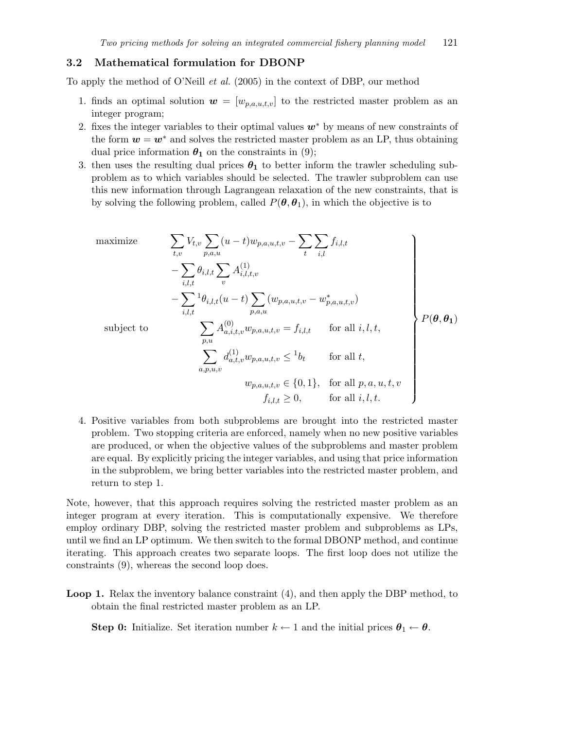### 3.2 Mathematical formulation for DBONP

To apply the method of O'Neill *et al.* (2005) in the context of DBP, our method

1. finds an optimal solution $\boldsymbol{w} = [w_{p,a,u,t,v}]$ to the restricted master problem as an integer program;
2. fixes the integer variables to their optimal values $\boldsymbol{w}^*$ by means of new constraints of the form $\boldsymbol{w} = \boldsymbol{w}^*$ and solves the restricted master problem as an LP, thus obtaining dual price information $\boldsymbol{\theta_1}$ on the constraints in (9);
3. then uses the resulting dual prices $\boldsymbol{\theta_1}$ to better inform the trawler scheduling subproblem as to which variables should be selected. The trawler subproblem can use this new information through Lagrangean relaxation of the new constraints, that is by solving the following problem, called $P(\boldsymbol{\theta}, \boldsymbol{\theta}_1)$, in which the objective is to

$$
\left.
\begin{array}{lll}
\text{maximize} & \displaystyle\sum_{t,v} V_{t,v} \sum_{p,a,u} (u-t) w_{p,a,u,t,v} - \sum_{t} \sum_{i,l} f_{i,l,t} & \\
& \displaystyle - \sum_{i,l,t} \theta_{i,l,t} \sum_{v} A^{(1)}_{i,l,t,v} & \\
& \displaystyle - \sum_{i,l,t} {}^{1}\theta_{i,l,t} (u-t) \sum_{p,a,u} (w_{p,a,u,t,v} - w^*_{p,a,u,t,v}) & \\
\text{subject to} & \displaystyle \sum_{p,u} A^{(0)}_{a,i,t,v} w_{p,a,u,t,v} = f_{i,l,t} & \text{for all } i,l,t, \\
& \displaystyle \sum_{a,p,u,v} d^{(1)}_{a,t,v} w_{p,a,u,t,v} \le {}^{1}b_t & \text{for all } t, \\
& w_{p,a,u,t,v} \in \{0,1\}, & \text{for all } p,a,u,t,v \\
& f_{i,l,t} \ge 0, & \text{for all } i,l,t.
\end{array}
\right\} P(\boldsymbol{\theta}, \boldsymbol{\theta_1})
$$

4. Positive variables from both subproblems are brought into the restricted master problem. Two stopping criteria are enforced, namely when no new positive variables are produced, or when the objective values of the subproblems and master problem are equal. By explicitly pricing the integer variables, and using that price information in the subproblem, we bring better variables into the restricted master problem, and return to step 1.

Note, however, that this approach requires solving the restricted master problem as an integer program at every iteration. This is computationally expensive. We therefore employ ordinary DBP, solving the restricted master problem and subproblems as LPs, until we find an LP optimum. We then switch to the formal DBONP method, and continue iterating. This approach creates two separate loops. The first loop does not utilize the constraints (9), whereas the second loop does.

**Loop 1.** Relax the inventory balance constraint (4), and then apply the DBP method, to obtain the final restricted master problem as an LP.

**Step 0:** Initialize. Set iteration number $k \leftarrow 1$ and the initial prices $\boldsymbol{\theta}_1 \leftarrow \boldsymbol{\theta}$.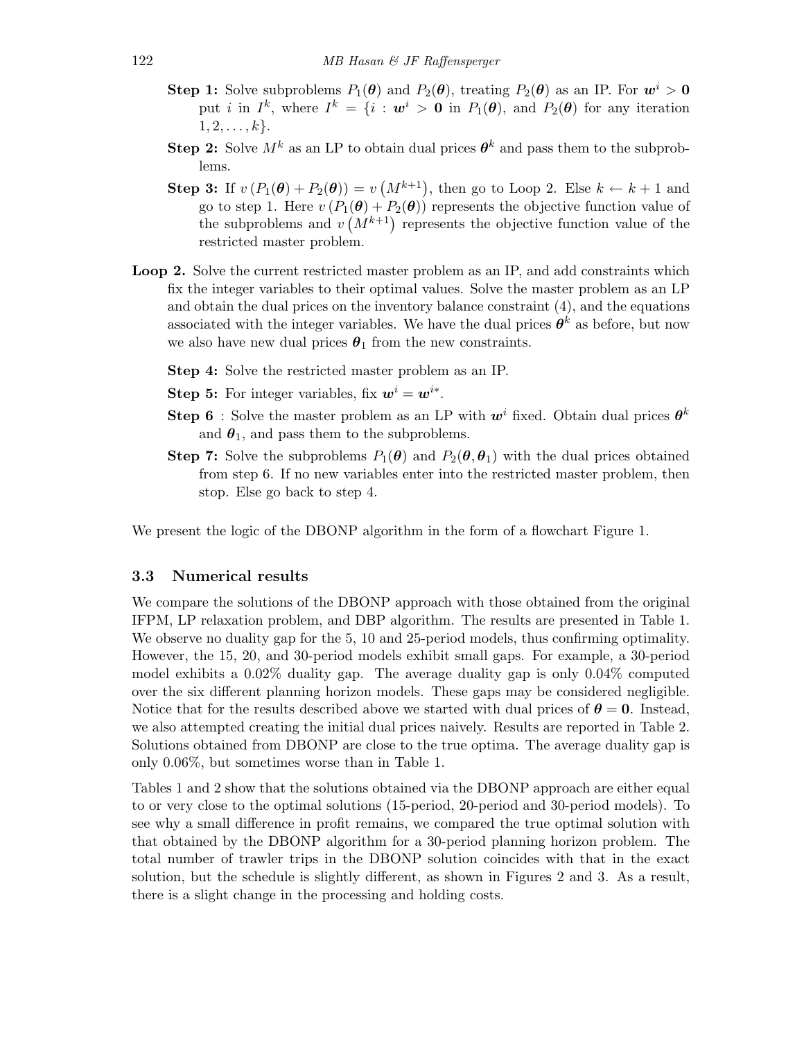**Step 1:** Solve subproblems $P_1(\boldsymbol{\theta})$ and $P_2(\boldsymbol{\theta})$, treating $P_2(\boldsymbol{\theta})$ as an IP. For $\boldsymbol{w}^i > \mathbf{0}$ put $i$ in $I^k$, where $I^k = \{i : \boldsymbol{w}^i > \mathbf{0}$ in $P_1(\boldsymbol{\theta})$, and $P_2(\boldsymbol{\theta})$ for any iteration $1, 2, \ldots, k\}$.

**Step 2:** Solve $M^k$ as an LP to obtain dual prices $\boldsymbol{\theta}^k$ and pass them to the subproblems.

**Step 3:** If $v\left(P_1(\boldsymbol{\theta}) + P_2(\boldsymbol{\theta})\right) = v\left(M^{k+1}\right)$, then go to Loop 2. Else $k \leftarrow k+1$ and go to step 1. Here $v\left(P_1(\boldsymbol{\theta}) + P_2(\boldsymbol{\theta})\right)$ represents the objective function value of the subproblems and $v\left(M^{k+1}\right)$ represents the objective function value of the restricted master problem.

**Loop 2.** Solve the current restricted master problem as an IP, and add constraints which fix the integer variables to their optimal values. Solve the master problem as an LP and obtain the dual prices on the inventory balance constraint (4), and the equations associated with the integer variables. We have the dual prices $\boldsymbol{\theta}^k$ as before, but now we also have new dual prices $\boldsymbol{\theta}_1$ from the new constraints.

**Step 4:** Solve the restricted master problem as an IP.

**Step 5:** For integer variables, fix $\boldsymbol{w}^i = \boldsymbol{w}^{i*}$.

**Step 6** : Solve the master problem as an LP with $\boldsymbol{w}^i$ fixed. Obtain dual prices $\boldsymbol{\theta}^k$ and $\boldsymbol{\theta}_1$, and pass them to the subproblems.

**Step 7:** Solve the subproblems $P_1(\boldsymbol{\theta})$ and $P_2(\boldsymbol{\theta}, \boldsymbol{\theta}_1)$ with the dual prices obtained from step 6. If no new variables enter into the restricted master problem, then stop. Else go back to step 4.

We present the logic of the DBONP algorithm in the form of a flowchart Figure 1.

### 3.3 Numerical results

We compare the solutions of the DBONP approach with those obtained from the original IFPM, LP relaxation problem, and DBP algorithm. The results are presented in Table 1. We observe no duality gap for the 5, 10 and 25-period models, thus confirming optimality. However, the 15, 20, and 30-period models exhibit small gaps. For example, a 30-period model exhibits a 0.02% duality gap. The average duality gap is only 0.04% computed over the six different planning horizon models. These gaps may be considered negligible. Notice that for the results described above we started with dual prices of $\boldsymbol{\theta} = \mathbf{0}$. Instead, we also attempted creating the initial dual prices naively. Results are reported in Table 2. Solutions obtained from DBONP are close to the true optima. The average duality gap is only 0.06%, but sometimes worse than in Table 1.

Tables 1 and 2 show that the solutions obtained via the DBONP approach are either equal to or very close to the optimal solutions (15-period, 20-period and 30-period models). To see why a small difference in profit remains, we compared the true optimal solution with that obtained by the DBONP algorithm for a 30-period planning horizon problem. The total number of trawler trips in the DBONP solution coincides with that in the exact solution, but the schedule is slightly different, as shown in Figures 2 and 3. As a result, there is a slight change in the processing and holding costs.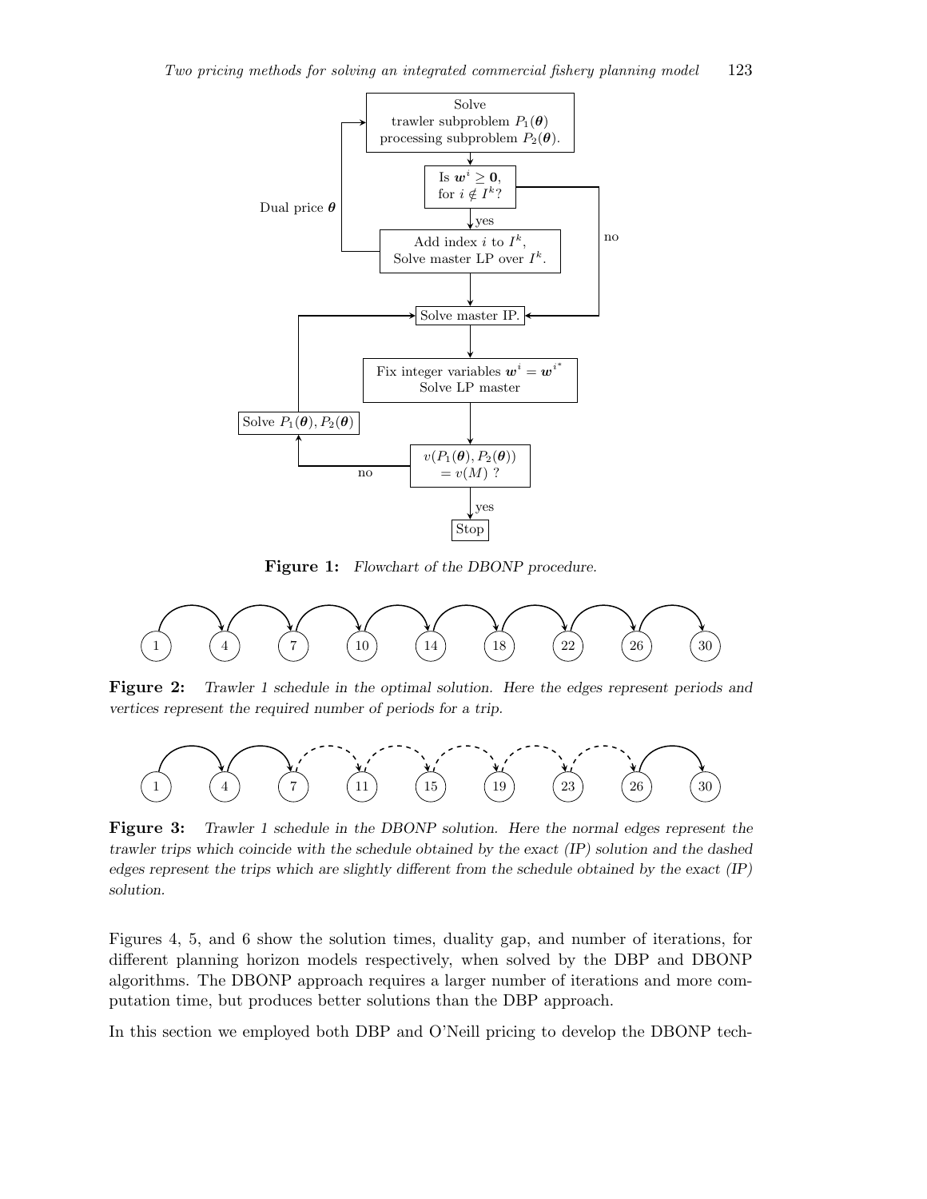Solve
trawler subproblem $P_1(\boldsymbol{\theta})$
processing subproblem $P_2(\boldsymbol{\theta})$.

Is $\boldsymbol{w}^i \geq \mathbf{0}$,
for $i \notin I^k$?

yes

no

Dual price $\boldsymbol{\theta}$

Add index $i$ to $I^k$,
Solve master LP over $I^k$.

Solve master IP.

Fix integer variables $\boldsymbol{w}^i = \boldsymbol{w}^{i^*}$
Solve LP master

Solve $P_1(\boldsymbol{\theta}), P_2(\boldsymbol{\theta})$

$v(P_1(\boldsymbol{\theta}), P_2(\boldsymbol{\theta}))$
$= v(M)$ ?

no

yes

Stop

**Figure 1:** *Flowchart of the DBONP procedure.*

1 4 7 10 14 18 22 26 30

**Figure 2:** *Trawler 1 schedule in the optimal solution. Here the edges represent periods and vertices represent the required number of periods for a trip.*

1 4 7 11 15 19 23 26 30

**Figure 3:** *Trawler 1 schedule in the DBONP solution. Here the normal edges represent the trawler trips which coincide with the schedule obtained by the exact (IP) solution and the dashed edges represent the trips which are slightly different from the schedule obtained by the exact (IP) solution.*

Figures 4, 5, and 6 show the solution times, duality gap, and number of iterations, for different planning horizon models respectively, when solved by the DBP and DBONP algorithms. The DBONP approach requires a larger number of iterations and more computation time, but produces better solutions than the DBP approach.

In this section we employed both DBP and O'Neill pricing to develop the DBONP tech-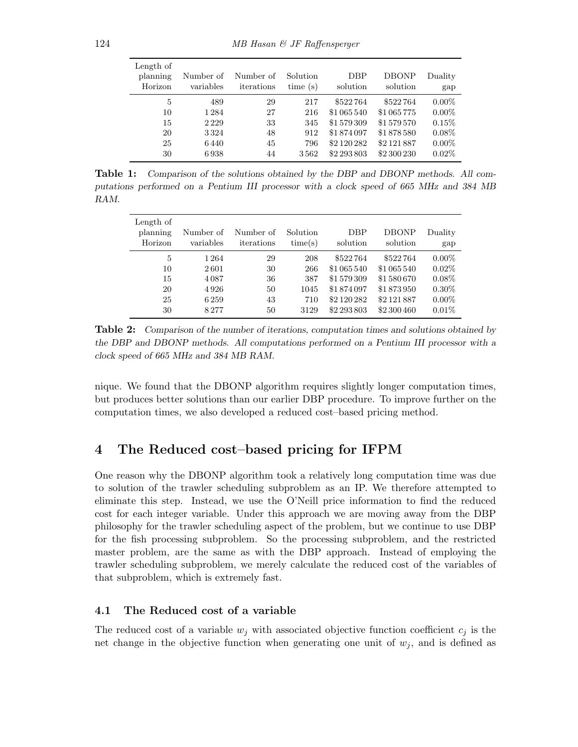| Length of planning Horizon | Number of variables | Number of iterations | Solution time (s) | DBP solution | DBONP solution | Duality gap |
|---|---|---|---|---|---|---|
| 5 | 489 | 29 | 217 | \$522 764 | \$522 764 | 0.00% |
| 10 | 1 284 | 27 | 216 | \$1 065 540 | \$1 065 775 | 0.00% |
| 15 | 2 229 | 33 | 345 | \$1 579 309 | \$1 579 570 | 0.15% |
| 20 | 3 324 | 48 | 912 | \$1 874 097 | \$1 878 580 | 0.08% |
| 25 | 6 440 | 45 | 796 | \$2 120 282 | \$2 121 887 | 0.00% |
| 30 | 6 938 | 44 | 3 562 | \$2 293 803 | \$2 300 230 | 0.02% |

**Table 1:** *Comparison of the solutions obtained by the DBP and DBONP methods. All computations performed on a Pentium III processor with a clock speed of 665 MHz and 384 MB RAM.*

| Length of planning Horizon | Number of variables | Number of iterations | Solution time(s) | DBP solution | DBONP solution | Duality gap |
|---|---|---|---|---|---|---|
| 5 | 1 264 | 29 | 208 | \$522 764 | \$522 764 | 0.00% |
| 10 | 2 601 | 30 | 266 | \$1 065 540 | \$1 065 540 | 0.02% |
| 15 | 4 087 | 36 | 387 | \$1 579 309 | \$1 580 670 | 0.08% |
| 20 | 4 926 | 50 | 1045 | \$1 874 097 | \$1 873 950 | 0.30% |
| 25 | 6 259 | 43 | 710 | \$2 120 282 | \$2 121 887 | 0.00% |
| 30 | 8 277 | 50 | 3129 | \$2 293 803 | \$2 300 460 | 0.01% |

**Table 2:** *Comparison of the number of iterations, computation times and solutions obtained by the DBP and DBONP methods. All computations performed on a Pentium III processor with a clock speed of 665 MHz and 384 MB RAM.*

nique. We found that the DBONP algorithm requires slightly longer computation times, but produces better solutions than our earlier DBP procedure. To improve further on the computation times, we also developed a reduced cost–based pricing method.

## 4 The Reduced cost–based pricing for IFPM

One reason why the DBONP algorithm took a relatively long computation time was due to solution of the trawler scheduling subproblem as an IP. We therefore attempted to eliminate this step. Instead, we use the O'Neill price information to find the reduced cost for each integer variable. Under this approach we are moving away from the DBP philosophy for the trawler scheduling aspect of the problem, but we continue to use DBP for the fish processing subproblem. So the processing subproblem, and the restricted master problem, are the same as with the DBP approach. Instead of employing the trawler scheduling subproblem, we merely calculate the reduced cost of the variables of that subproblem, which is extremely fast.

### 4.1 The Reduced cost of a variable

The reduced cost of a variable $w_j$ with associated objective function coefficient $c_j$ is the net change in the objective function when generating one unit of $w_j$, and is defined as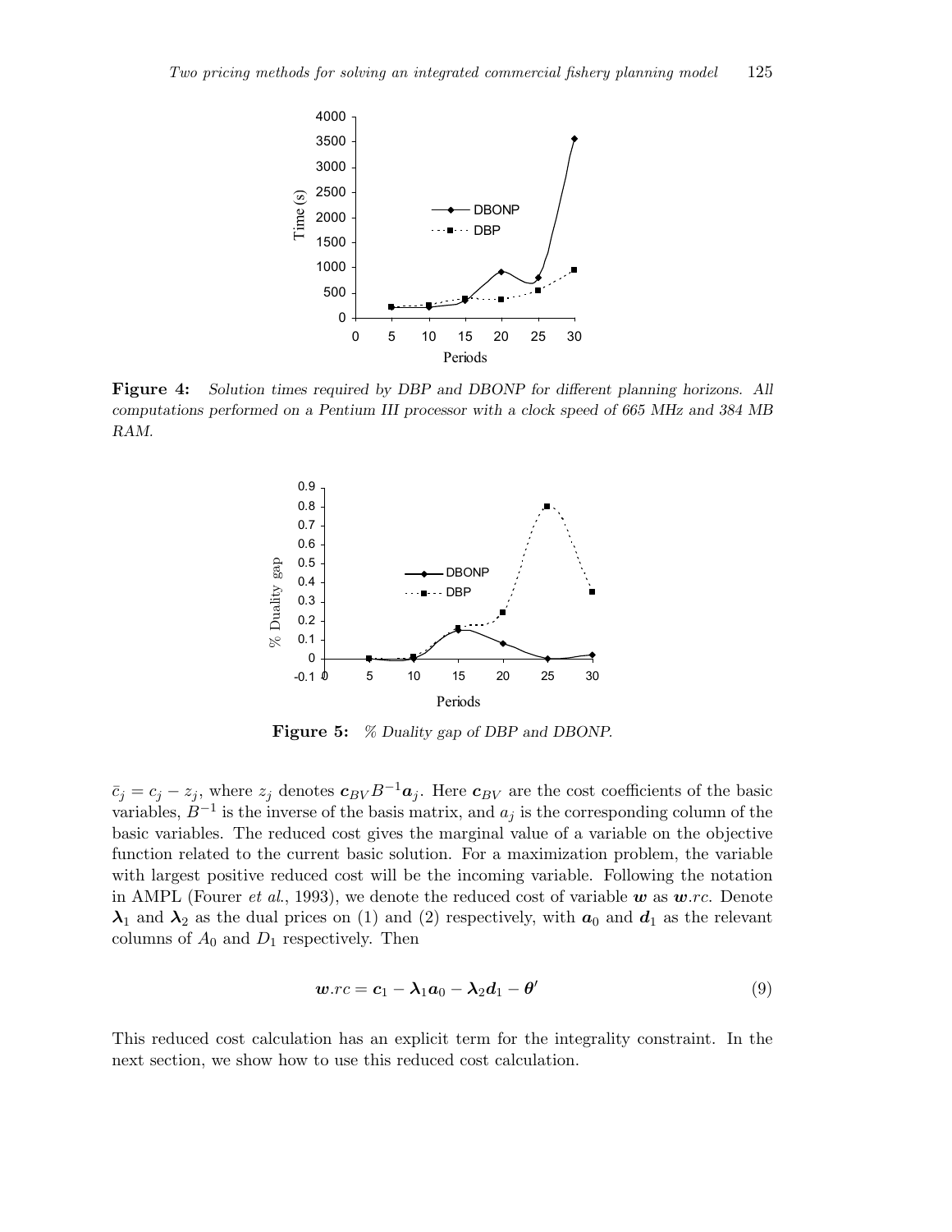4000
3500
3000
2500
2000
1500
1000
500
0

Time (s)

DBONP
DBP

0 5 10 15 20 25 30

Periods

**Figure 4:** *Solution times required by DBP and DBONP for different planning horizons. All computations performed on a Pentium III processor with a clock speed of 665 MHz and 384 MB RAM.*

0.9
0.8
0.7
0.6
0.5
0.4
0.3
0.2
0.1
0
-0.1

% Duality gap

DBONP
DBP

0 5 10 15 20 25 30

Periods

**Figure 5:** *% Duality gap of DBP and DBONP.*

$\bar{c}_j = c_j - z_j$, where $z_j$ denotes $\boldsymbol{c}_{BV} B^{-1} \boldsymbol{a}_j$. Here $\boldsymbol{c}_{BV}$ are the cost coefficients of the basic variables, $B^{-1}$ is the inverse of the basis matrix, and $a_j$ is the corresponding column of the basic variables. The reduced cost gives the marginal value of a variable on the objective function related to the current basic solution. For a maximization problem, the variable with largest positive reduced cost will be the incoming variable. Following the notation in AMPL (Fourer *et al.*, 1993), we denote the reduced cost of variable $\boldsymbol{w}$ as $\boldsymbol{w}.rc$. Denote $\boldsymbol{\lambda}_1$ and $\boldsymbol{\lambda}_2$ as the dual prices on (1) and (2) respectively, with $\boldsymbol{a}_0$ and $\boldsymbol{d}_1$ as the relevant columns of $A_0$ and $D_1$ respectively. Then

$$\boldsymbol{w}.rc = \boldsymbol{c}_1 - \boldsymbol{\lambda}_1 \boldsymbol{a}_0 - \boldsymbol{\lambda}_2 \boldsymbol{d}_1 - \boldsymbol{\theta}' \tag{9}$$

This reduced cost calculation has an explicit term for the integrality constraint. In the next section, we show how to use this reduced cost calculation.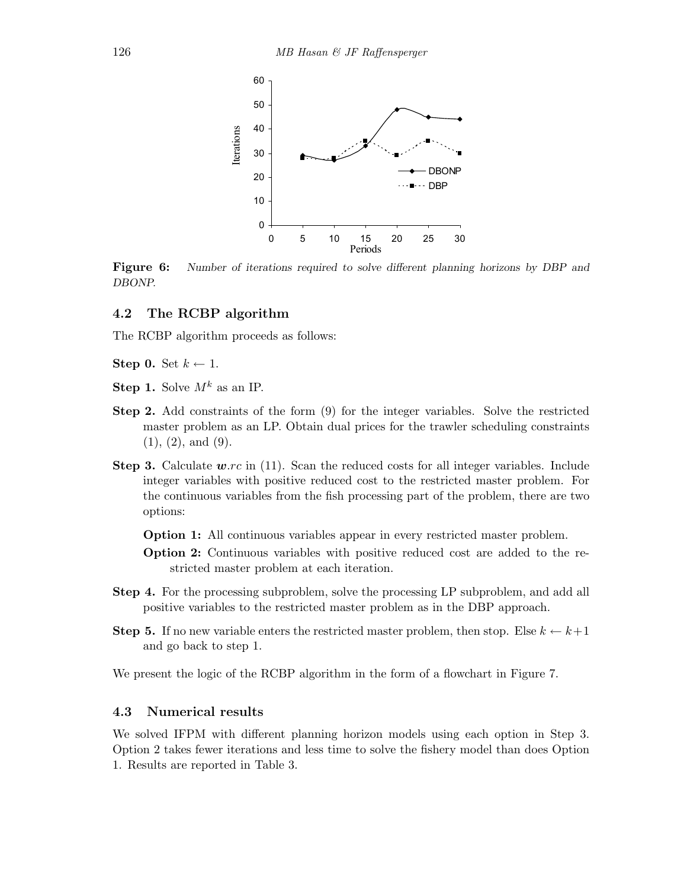60
50
40
30
20
10
0
Iterations
0 5 10 15 20 25 30
Periods
DBONP
DBP

**Figure 6:** *Number of iterations required to solve different planning horizons by DBP and DBONP.*

### 4.2 The RCBP algorithm

The RCBP algorithm proceeds as follows:

**Step 0.** Set $k \leftarrow 1$.

**Step 1.** Solve $M^k$ as an IP.

**Step 2.** Add constraints of the form (9) for the integer variables. Solve the restricted master problem as an LP. Obtain dual prices for the trawler scheduling constraints (1), (2), and (9).

**Step 3.** Calculate $\boldsymbol{w}.rc$ in (11). Scan the reduced costs for all integer variables. Include integer variables with positive reduced cost to the restricted master problem. For the continuous variables from the fish processing part of the problem, there are two options:

**Option 1:** All continuous variables appear in every restricted master problem.

**Option 2:** Continuous variables with positive reduced cost are added to the restricted master problem at each iteration.

**Step 4.** For the processing subproblem, solve the processing LP subproblem, and add all positive variables to the restricted master problem as in the DBP approach.

**Step 5.** If no new variable enters the restricted master problem, then stop. Else $k \leftarrow k+1$ and go back to step 1.

We present the logic of the RCBP algorithm in the form of a flowchart in Figure 7.

### 4.3 Numerical results

We solved IFPM with different planning horizon models using each option in Step 3. Option 2 takes fewer iterations and less time to solve the fishery model than does Option 1. Results are reported in Table 3.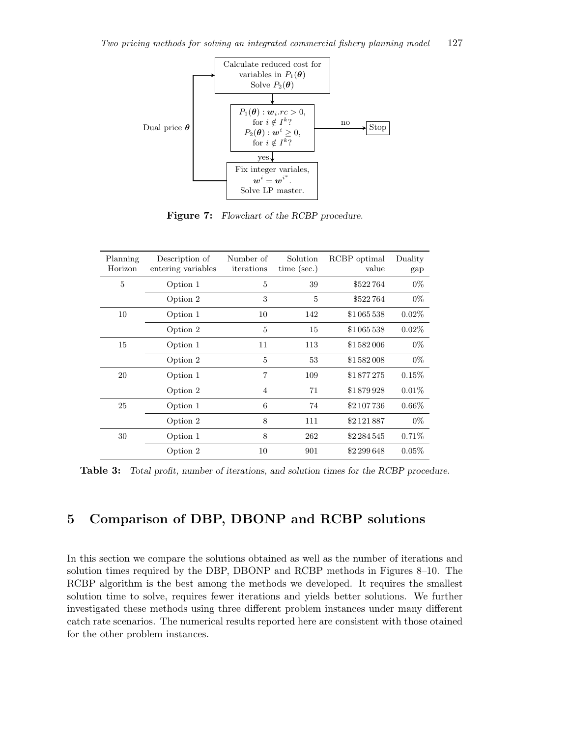Calculate reduced cost for variables in $P_1(\boldsymbol{\theta})$

Solve $P_2(\boldsymbol{\theta})$

$P_1(\boldsymbol{\theta}) : \boldsymbol{w}_i.rc > 0$, for $i \notin I^k$?

$P_2(\boldsymbol{\theta}) : \boldsymbol{w}^i \geq 0$, for $i \notin I^k$?

no

Stop

yes

Fix integer variales, $\boldsymbol{w}^i = \boldsymbol{w}^{i^*}$. Solve LP master.

Dual price $\boldsymbol{\theta}$

**Figure 7:** *Flowchart of the RCBP procedure.*

| Planning Horizon | Description of entering variables | Number of iterations | Solution time (sec.) | RCBP optimal value | Duality gap |
|---|---|---|---|---|---|
| 5 | Option 1 | 5 | 39 | \$522 764 | 0% |
| | Option 2 | 3 | 5 | \$522 764 | 0% |
| 10 | Option 1 | 10 | 142 | \$1 065 538 | 0.02% |
| | Option 2 | 5 | 15 | \$1 065 538 | 0.02% |
| 15 | Option 1 | 11 | 113 | \$1 582 006 | 0% |
| | Option 2 | 5 | 53 | \$1 582 008 | 0% |
| 20 | Option 1 | 7 | 109 | \$1 877 275 | 0.15% |
| | Option 2 | 4 | 71 | \$1 879 928 | 0.01% |
| 25 | Option 1 | 6 | 74 | \$2 107 736 | 0.66% |
| | Option 2 | 8 | 111 | \$2 121 887 | 0% |
| 30 | Option 1 | 8 | 262 | \$2 284 545 | 0.71% |
| | Option 2 | 10 | 901 | \$2 299 648 | 0.05% |

**Table 3:** *Total profit, number of iterations, and solution times for the RCBP procedure.*

## 5 Comparison of DBP, DBONP and RCBP solutions

In this section we compare the solutions obtained as well as the number of iterations and solution times required by the DBP, DBONP and RCBP methods in Figures 8–10. The RCBP algorithm is the best among the methods we developed. It requires the smallest solution time to solve, requires fewer iterations and yields better solutions. We further investigated these methods using three different problem instances under many different catch rate scenarios. The numerical results reported here are consistent with those otained for the other problem instances.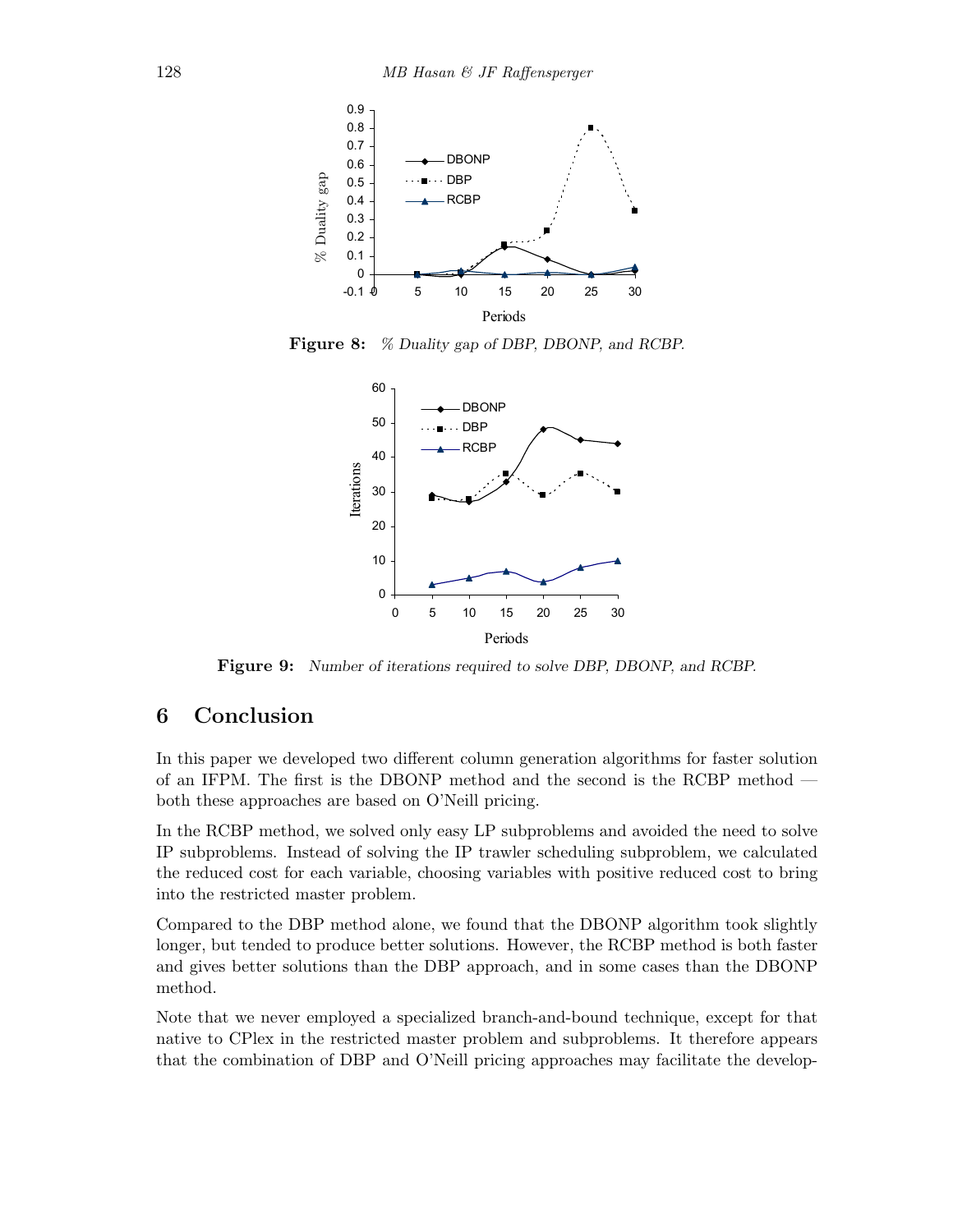0.9
0.8
0.7
0.6
0.5
0.4
0.3
0.2
0.1
0
-0.1

0 5 10 15 20 25 30

% Duality gap

Periods

DBONP
DBP
RCBP

**Figure 8:** *% Duality gap of DBP, DBONP, and RCBP.*

60
50
40
30
20
10
0

0 5 10 15 20 25 30

Iterations

Periods

DBONP
DBP
RCBP

**Figure 9:** *Number of iterations required to solve DBP, DBONP, and RCBP.*

# 6 Conclusion

In this paper we developed two different column generation algorithms for faster solution of an IFPM. The first is the DBONP method and the second is the RCBP method — both these approaches are based on O'Neill pricing.

In the RCBP method, we solved only easy LP subproblems and avoided the need to solve IP subproblems. Instead of solving the IP trawler scheduling subproblem, we calculated the reduced cost for each variable, choosing variables with positive reduced cost to bring into the restricted master problem.

Compared to the DBP method alone, we found that the DBONP algorithm took slightly longer, but tended to produce better solutions. However, the RCBP method is both faster and gives better solutions than the DBP approach, and in some cases than the DBONP method.

Note that we never employed a specialized branch-and-bound technique, except for that native to CPlex in the restricted master problem and subproblems. It therefore appears that the combination of DBP and O'Neill pricing approaches may facilitate the develop-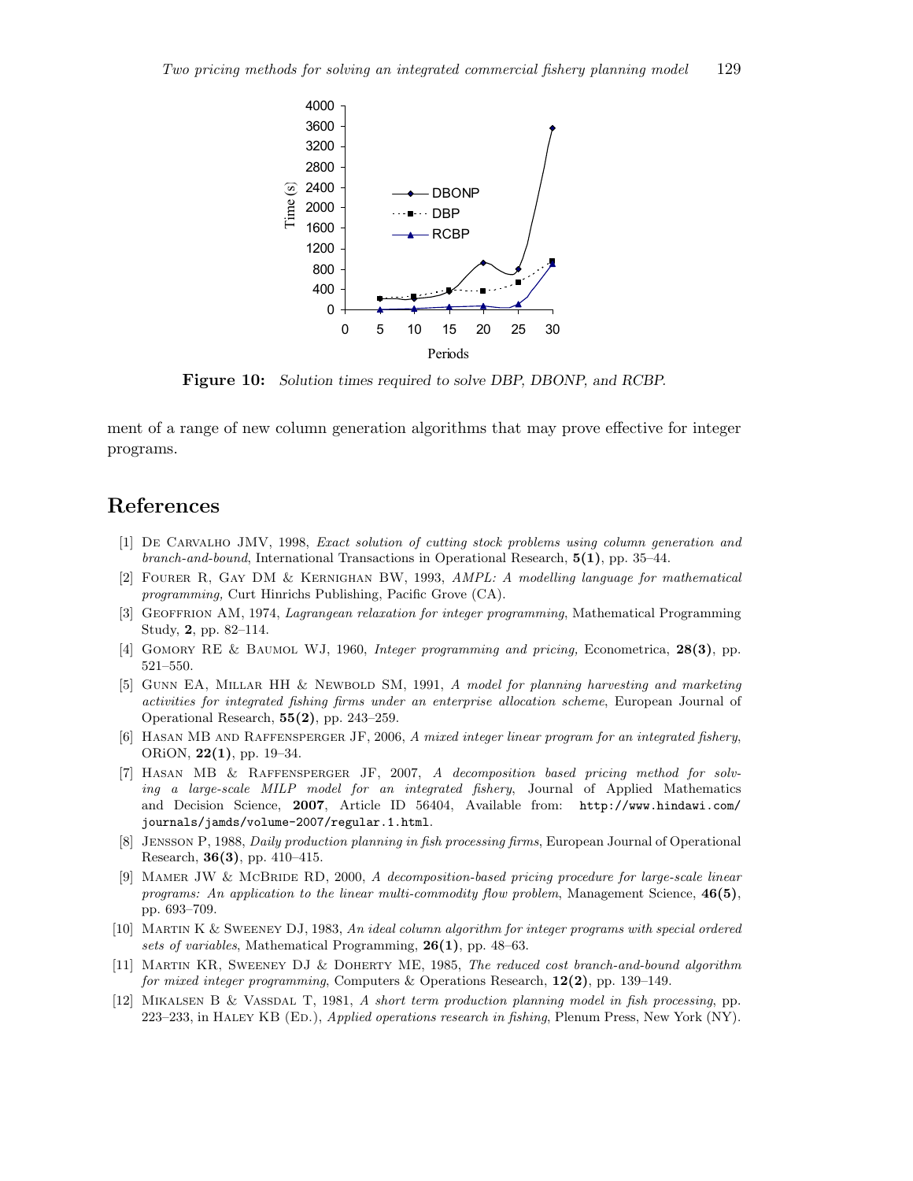4000
3600
3200
2800
2400
2000
1600
1200
800
400
0

Time (s)

0 5 10 15 20 25 30

Periods

DBONP
DBP
RCBP

**Figure 10:** *Solution times required to solve DBP, DBONP, and RCBP.*

ment of a range of new column generation algorithms that may prove effective for integer programs.

# References

[1] De Carvalho JMV, 1998, *Exact solution of cutting stock problems using column generation and branch-and-bound*, International Transactions in Operational Research, **5(1)**, pp. 35–44.

[2] Fourer R, Gay DM & Kernighan BW, 1993, *AMPL: A modelling language for mathematical programming,* Curt Hinrichs Publishing, Pacific Grove (CA).

[3] Geoffrion AM, 1974, *Lagrangean relaxation for integer programming*, Mathematical Programming Study, **2**, pp. 82–114.

[4] Gomory RE & Baumol WJ, 1960, *Integer programming and pricing,* Econometrica, **28(3)**, pp. 521–550.

[5] Gunn EA, Millar HH & Newbold SM, 1991, *A model for planning harvesting and marketing activities for integrated fishing firms under an enterprise allocation scheme*, European Journal of Operational Research, **55(2)**, pp. 243–259.

[6] Hasan MB and Raffensperger JF, 2006, *A mixed integer linear program for an integrated fishery*, ORiON, **22(1)**, pp. 19–34.

[7] Hasan MB & Raffensperger JF, 2007, *A decomposition based pricing method for solving a large-scale MILP model for an integrated fishery*, Journal of Applied Mathematics and Decision Science, **2007**, Article ID 56404, Available from: `http://www.hindawi.com/journals/jamds/volume-2007/regular.1.html`.

[8] Jensson P, 1988, *Daily production planning in fish processing firms*, European Journal of Operational Research, **36(3)**, pp. 410–415.

[9] Mamer JW & McBride RD, 2000, *A decomposition-based pricing procedure for large-scale linear programs: An application to the linear multi-commodity flow problem*, Management Science, **46(5)**, pp. 693–709.

[10] Martin K & Sweeney DJ, 1983, *An ideal column algorithm for integer programs with special ordered sets of variables*, Mathematical Programming, **26(1)**, pp. 48–63.

[11] Martin KR, Sweeney DJ & Doherty ME, 1985, *The reduced cost branch-and-bound algorithm for mixed integer programming*, Computers & Operations Research, **12(2)**, pp. 139–149.

[12] Mikalsen B & Vassdal T, 1981, *A short term production planning model in fish processing*, pp. 223–233, in Haley KB (Ed.), *Applied operations research in fishing*, Plenum Press, New York (NY).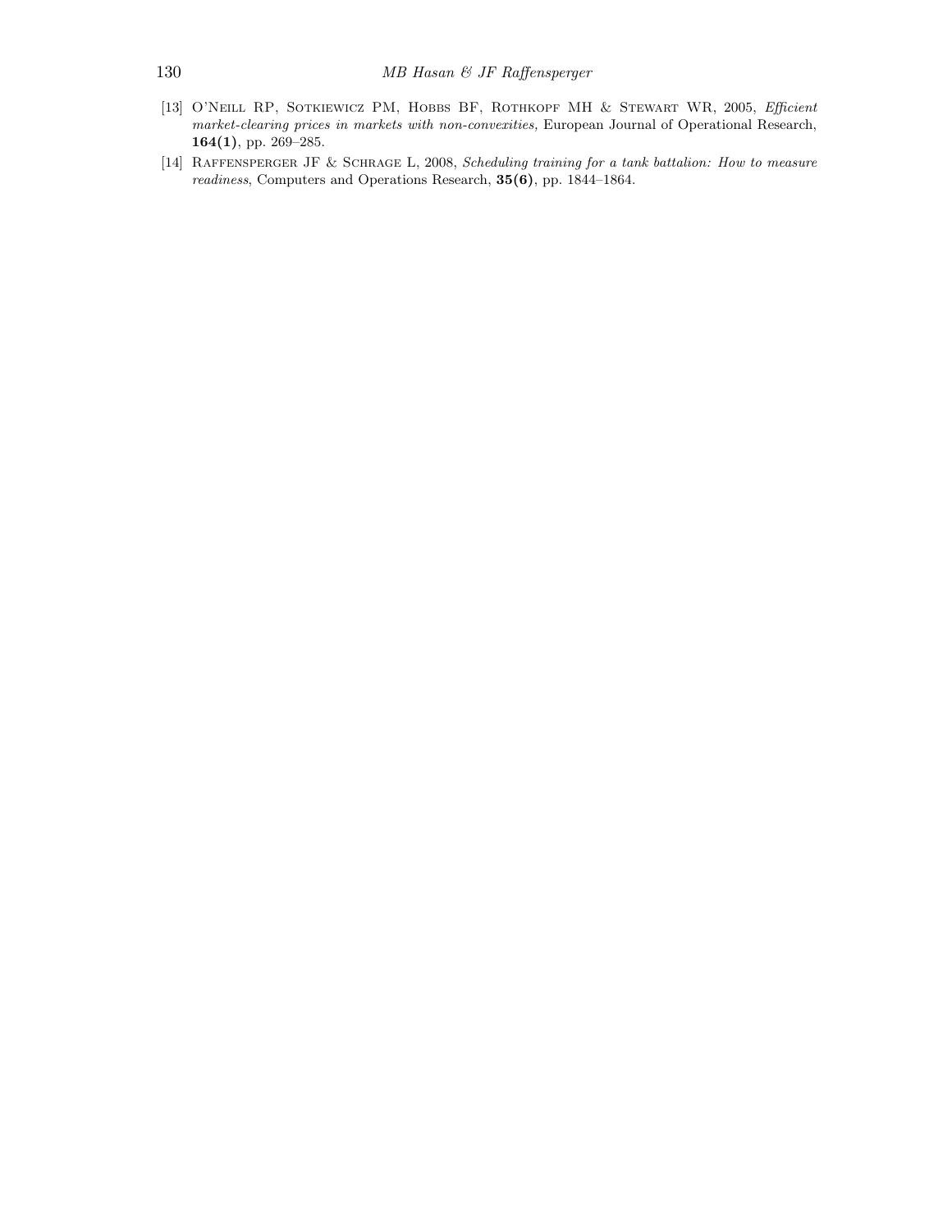[13] O'Neill RP, Sotkiewicz PM, Hobbs BF, Rothkopf MH & Stewart WR, 2005, *Efficient market-clearing prices in markets with non-convexities,* European Journal of Operational Research, **164(1)**, pp. 269–285.

[14] Raffensperger JF & Schrage L, 2008, *Scheduling training for a tank battalion: How to measure readiness*, Computers and Operations Research, **35(6)**, pp. 1844–1864.